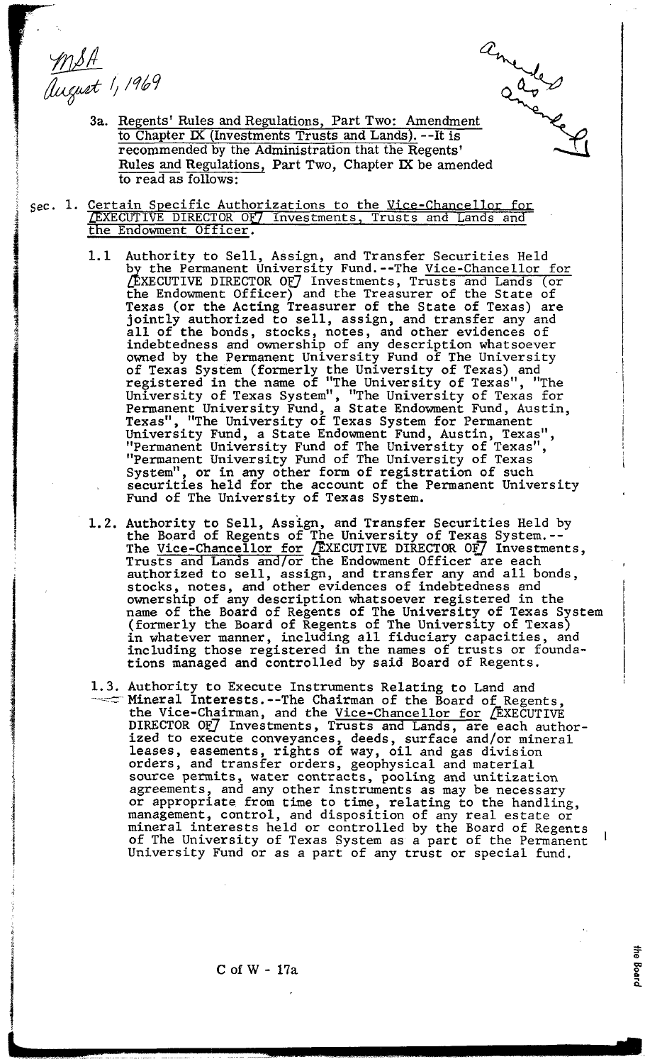MSA
August 1, 1969

amended as amended

3a. Regents' Rules and Regulations, Part Two: Amendment to Chapter IX (Investments Trusts and Lands).--It is recommended by the Administration that the Regents' Rules and Regulations, Part Two, Chapter IX be amended to read as follows:

Sec. 1. Certain Specific Authorizations to the Vice-Chancellor for [EXECUTIVE DIRECTOR OF] Investments, Trusts and Lands and the Endowment Officer.

1.1 Authority to Sell, Assign, and Transfer Securities Held by the Permanent University Fund.--The Vice-Chancellor for [EXECUTIVE DIRECTOR OF] Investments, Trusts and Lands (or the Endowment Officer) and the Treasurer of the State of Texas (or the Acting Treasurer of the State of Texas) are jointly authorized to sell, assign, and transfer any and all of the bonds, stocks, notes, and other evidences of indebtedness and ownership of any description whatsoever owned by the Permanent University Fund of The University of Texas System (formerly the University of Texas) and registered in the name of "The University of Texas", "The University of Texas System", "The University of Texas for Permanent University Fund, a State Endowment Fund, Austin, Texas", "The University of Texas System for Permanent University Fund, a State Endowment Fund, Austin, Texas", "Permanent University Fund of The University of Texas", "Permanent University Fund of The University of Texas System", or in any other form of registration of such securities held for the account of the Permanent University Fund of The University of Texas System.

1.2. Authority to Sell, Assign, and Transfer Securities Held by the Board of Regents of The University of Texas System.--The Vice-Chancellor for [EXECUTIVE DIRECTOR OF] Investments, Trusts and Lands and/or the Endowment Officer are each authorized to sell, assign, and transfer any and all bonds, stocks, notes, and other evidences of indebtedness and ownership of any description whatsoever registered in the name of the Board of Regents of The University of Texas System (formerly the Board of Regents of The University of Texas) in whatever manner, including all fiduciary capacities, and including those registered in the names of trusts or foundations managed and controlled by said Board of Regents.

1.3. Authority to Execute Instruments Relating to Land and Mineral Interests.--The Chairman of the Board of Regents, the Vice-Chairman, and the Vice-Chancellor for [EXECUTIVE DIRECTOR OF] Investments, Trusts and Lands, are each authorized to execute conveyances, deeds, surface and/or mineral leases, easements, rights of way, oil and gas division orders, and transfer orders, geophysical and material source permits, water contracts, pooling and unitization agreements, and any other instruments as may be necessary or appropriate from time to time, relating to the handling, management, control, and disposition of any real estate or mineral interests held or controlled by the Board of Regents of The University of Texas System as a part of the Permanent University Fund or as a part of any trust or special fund.

C of W - 17a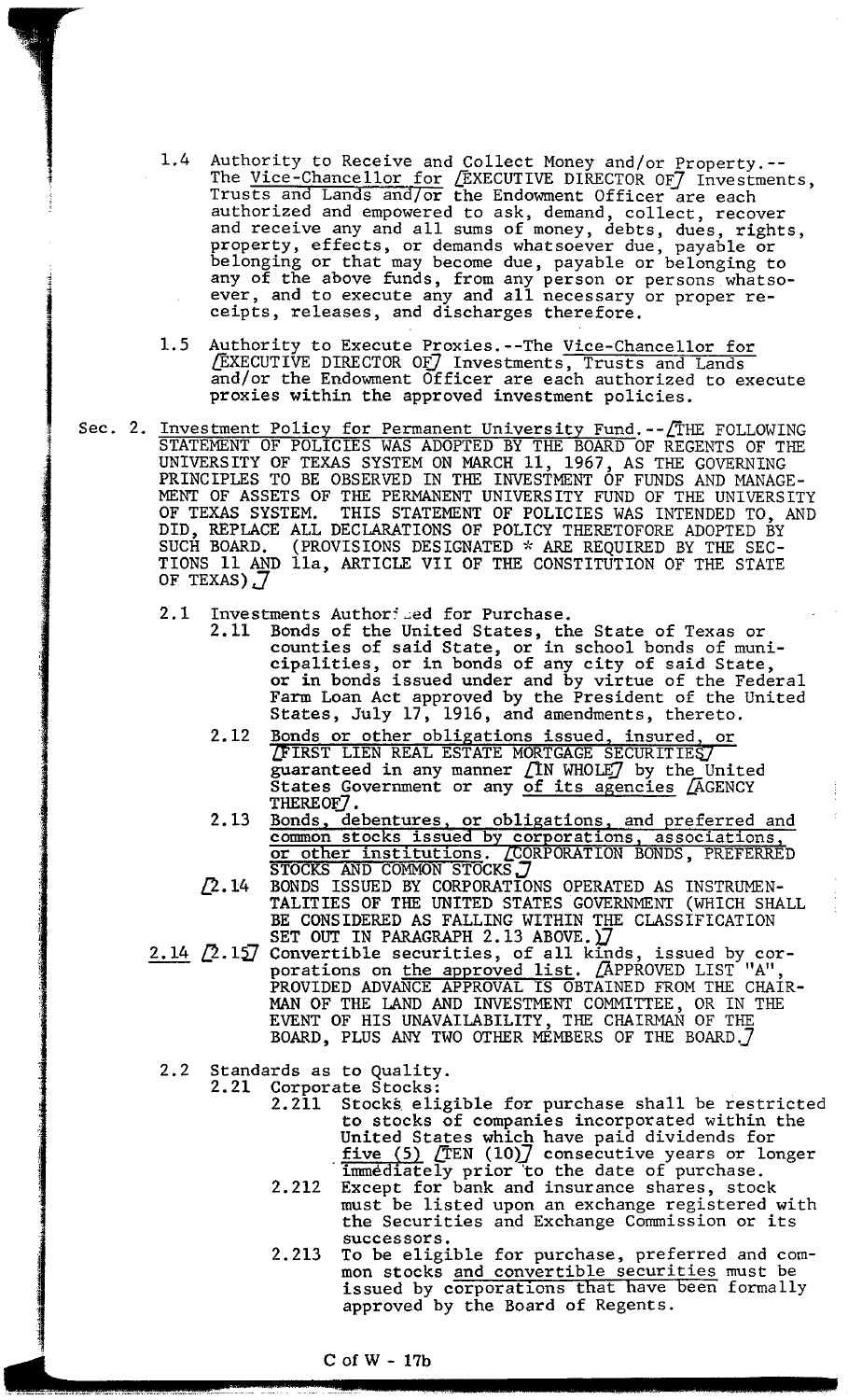1.4 Authority to Receive and Collect Money and/or Property.--The Vice-Chancellor for [EXECUTIVE DIRECTOR OF] Investments, Trusts and Lands and/or the Endowment Officer are each authorized and empowered to ask, demand, collect, recover and receive any and all sums of money, debts, dues, rights, property, effects, or demands whatsoever due, payable or belonging or that may become due, payable or belonging to any of the above funds, from any person or persons whatsoever, and to execute any and all necessary or proper receipts, releases, and discharges therefore.

1.5 Authority to Execute Proxies.--The Vice-Chancellor for [EXECUTIVE DIRECTOR OF] Investments, Trusts and Lands and/or the Endowment Officer are each authorized to execute proxies within the approved investment policies.

Sec. 2. Investment Policy for Permanent University Fund.--[THE FOLLOWING STATEMENT OF POLICIES WAS ADOPTED BY THE BOARD OF REGENTS OF THE UNIVERSITY OF TEXAS SYSTEM ON MARCH 11, 1967, AS THE GOVERNING PRINCIPLES TO BE OBSERVED IN THE INVESTMENT OF FUNDS AND MANAGEMENT OF ASSETS OF THE PERMANENT UNIVERSITY FUND OF THE UNIVERSITY OF TEXAS SYSTEM. THIS STATEMENT OF POLICIES WAS INTENDED TO, AND DID, REPLACE ALL DECLARATIONS OF POLICY THERETOFORE ADOPTED BY SUCH BOARD. (PROVISIONS DESIGNATED * ARE REQUIRED BY THE SECTIONS 11 AND 11a, ARTICLE VII OF THE CONSTITUTION OF THE STATE OF TEXAS)]

2.1 Investments Authorized for Purchase.

2.11 Bonds of the United States, the State of Texas or counties of said State, or in school bonds of municipalities, or in bonds of any city of said State, or in bonds issued under and by virtue of the Federal Farm Loan Act approved by the President of the United States, July 17, 1916, and amendments, thereto.

2.12 Bonds or other obligations issued, insured, or [FIRST LIEN REAL ESTATE MORTGAGE SECURITIES] guaranteed in any manner [IN WHOLE] by the United States Government or any of its agencies [AGENCY THEREOF].

2.13 Bonds, debentures, or obligations, and preferred and common stocks issued by corporations, associations, or other institutions. [CORPORATION BONDS, PREFERRED STOCKS AND COMMON STOCKS.]

[2.14 BONDS ISSUED BY CORPORATIONS OPERATED AS INSTRUMENTALITIES OF THE UNITED STATES GOVERNMENT (WHICH SHALL BE CONSIDERED AS FALLING WITHIN THE CLASSIFICATION SET OUT IN PARAGRAPH 2.13 ABOVE.)]

2.14 [2.15] Convertible securities, of all kinds, issued by corporations on the approved list. [APPROVED LIST "A", PROVIDED ADVANCE APPROVAL IS OBTAINED FROM THE CHAIRMAN OF THE LAND AND INVESTMENT COMMITTEE, OR IN THE EVENT OF HIS UNAVAILABILITY, THE CHAIRMAN OF THE BOARD, PLUS ANY TWO OTHER MEMBERS OF THE BOARD.]

2.2 Standards as to Quality.

2.21 Corporate Stocks:

2.211 Stocks eligible for purchase shall be restricted to stocks of companies incorporated within the United States which have paid dividends for five (5) [TEN (10)] consecutive years or longer immediately prior to the date of purchase.

2.212 Except for bank and insurance shares, stock must be listed upon an exchange registered with the Securities and Exchange Commission or its successors.

2.213 To be eligible for purchase, preferred and common stocks and convertible securities must be issued by corporations that have been formally approved by the Board of Regents.

C of W - 17b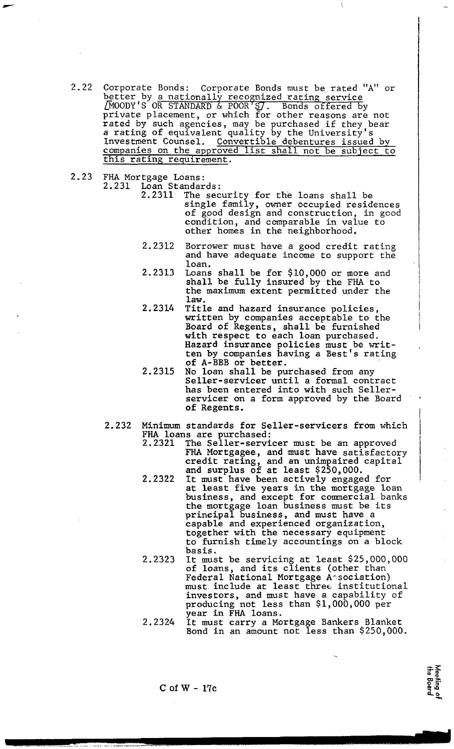2.22 Corporate Bonds: Corporate Bonds must be rated "A" or better by <u>a nationally recognized rating service</u> [MOODY'S OR STANDARD & POOR'S]. Bonds offered by private placement, or which for other reasons are not rated by such agencies, may be purchased if they bear a rating of equivalent quality by the University's Investment Counsel. <u>Convertible debentures issued by companies on the approved list shall not be subject to this rating requirement.</u>

2.23 FHA Mortgage Loans:

- 2.231 Loan Standards:
  - 2.2311 The security for the loans shall be single family, owner occupied residences of good design and construction, in good condition, and comparable in value to other homes in the neighborhood.
  - 2.2312 Borrower must have a good credit rating and have adequate income to support the loan.
  - 2.2313 Loans shall be for $10,000 or more and shall be fully insured by the FHA to the maximum extent permitted under the law.
  - 2.2314 Title and hazard insurance policies, written by companies acceptable to the Board of Regents, shall be furnished with respect to each loan purchased. Hazard insurance policies must be written by companies having a Best's rating of A-BBB or better.
  - 2.2315 No loan shall be purchased from any Seller-servicer until a formal contract has been entered into with such Seller-servicer on a form approved by the Board of Regents.

- 2.232 Minimum standards for Seller-servicers from which FHA loans are purchased:
  - 2.2321 The Seller-servicer must be an approved FHA Mortgagee, and must have satisfactory credit rating, and an unimpaired capital and surplus of at least $250,000.
  - 2.2322 It must have been actively engaged for at least five years in the mortgage loan business, and except for commercial banks the mortgage loan business must be its principal business, and must have a capable and experienced organization, together with the necessary equipment to furnish timely accountings on a block basis.
  - 2.2323 It must be servicing at least $25,000,000 of loans, and its clients (other than Federal National Mortgage Association) must include at least three institutional investors, and must have a capability of producing not less than $1,000,000 per year in FHA loans.
  - 2.2324 It must carry a Mortgage Bankers Blanket Bond in an amount not less than $250,000.

C of W - 17c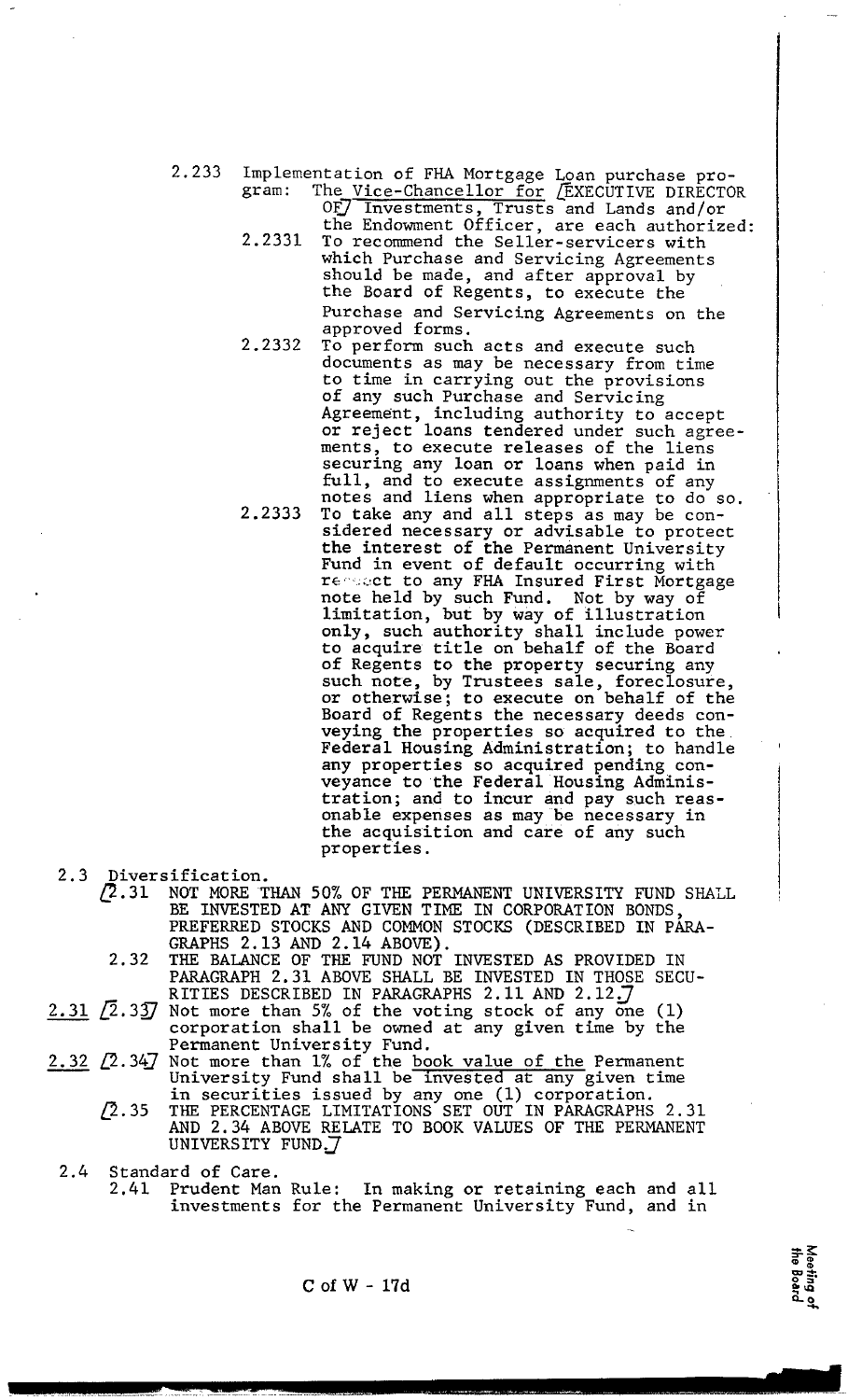2.233 Implementation of FHA Mortgage Loan purchase program: The Vice-Chancellor for [EXECUTIVE DIRECTOR OF] Investments, Trusts and Lands and/or the Endowment Officer, are each authorized:

2.2331 To recommend the Seller-servicers with which Purchase and Servicing Agreements should be made, and after approval by the Board of Regents, to execute the Purchase and Servicing Agreements on the approved forms.

2.2332 To perform such acts and execute such documents as may be necessary from time to time in carrying out the provisions of any such Purchase and Servicing Agreement, including authority to accept or reject loans tendered under such agreements, to execute releases of the liens securing any loan or loans when paid in full, and to execute assignments of any notes and liens when appropriate to do so.

2.2333 To take any and all steps as may be considered necessary or advisable to protect the interest of the Permanent University Fund in event of default occurring with respect to any FHA Insured First Mortgage note held by such Fund. Not by way of limitation, but by way of illustration only, such authority shall include power to acquire title on behalf of the Board of Regents to the property securing any such note, by Trustees sale, foreclosure, or otherwise; to execute on behalf of the Board of Regents the necessary deeds conveying the properties so acquired to the Federal Housing Administration; to handle any properties so acquired pending conveyance to the Federal Housing Administration; and to incur and pay such reasonable expenses as may be necessary in the acquisition and care of any such properties.

2.3 Diversification.

[2.31 NOT MORE THAN 50% OF THE PERMANENT UNIVERSITY FUND SHALL BE INVESTED AT ANY GIVEN TIME IN CORPORATION BONDS, PREFERRED STOCKS AND COMMON STOCKS (DESCRIBED IN PARAGRAPHS 2.13 AND 2.14 ABOVE).

2.32 THE BALANCE OF THE FUND NOT INVESTED AS PROVIDED IN PARAGRAPH 2.31 ABOVE SHALL BE INVESTED IN THOSE SECURITIES DESCRIBED IN PARAGRAPHS 2.11 AND 2.12.]

2.31 [2.33] Not more than 5% of the voting stock of any one (1) corporation shall be owned at any given time by the Permanent University Fund.

2.32 [2.34] Not more than 1% of the book value of the Permanent University Fund shall be invested at any given time in securities issued by any one (1) corporation.

[2.35 THE PERCENTAGE LIMITATIONS SET OUT IN PARAGRAPHS 2.31 AND 2.34 ABOVE RELATE TO BOOK VALUES OF THE PERMANENT UNIVERSITY FUND.]

2.4 Standard of Care.

2.41 Prudent Man Rule: In making or retaining each and all investments for the Permanent University Fund, and in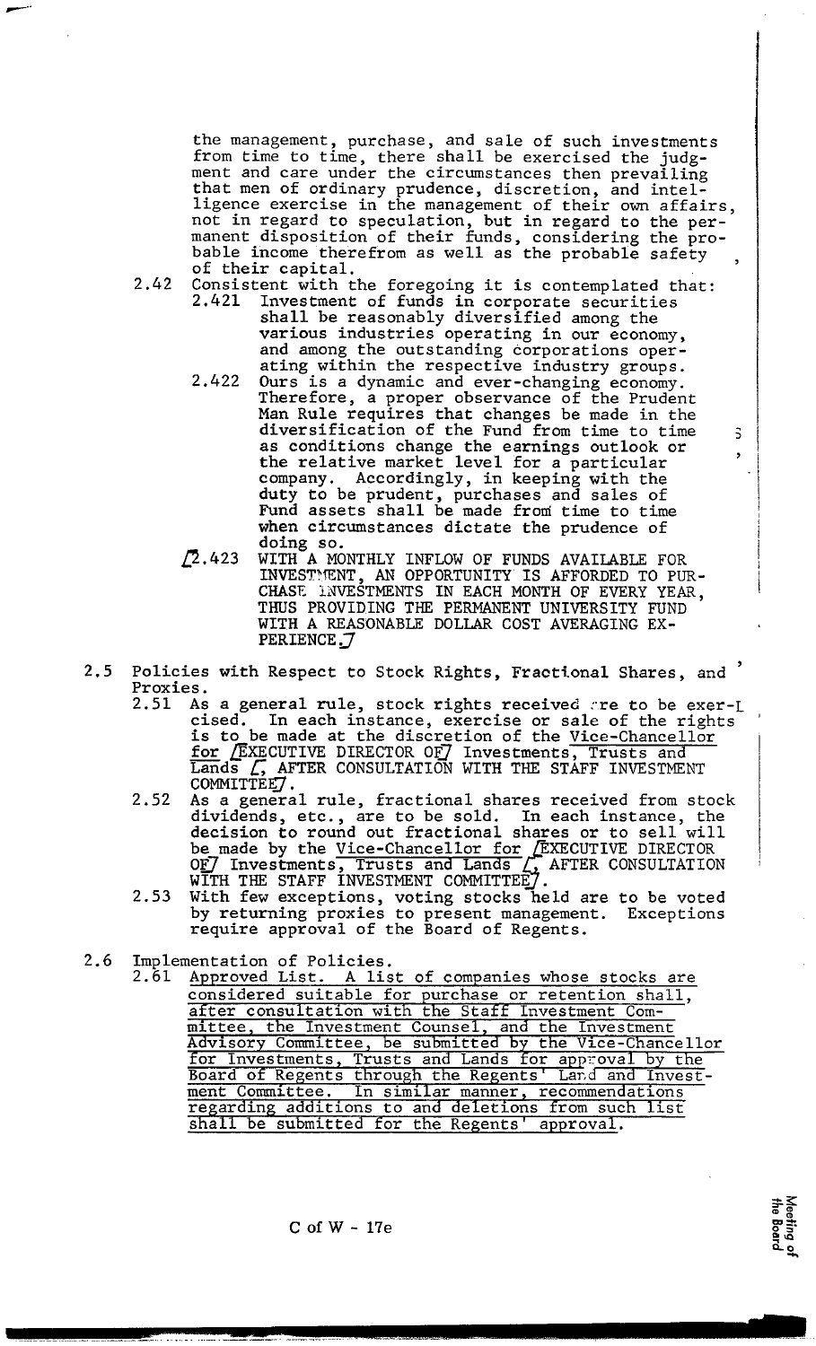the management, purchase, and sale of such investments from time to time, there shall be exercised the judgment and care under the circumstances then prevailing that men of ordinary prudence, discretion, and intelligence exercise in the management of their own affairs, not in regard to speculation, but in regard to the permanent disposition of their funds, considering the probable income therefrom as well as the probable safety of their capital.

2.42 Consistent with the foregoing it is contemplated that:

- 2.421 Investment of funds in corporate securities shall be reasonably diversified among the various industries operating in our economy, and among the outstanding corporations operating within the respective industry groups.
- 2.422 Ours is a dynamic and ever-changing economy. Therefore, a proper observance of the Prudent Man Rule requires that changes be made in the diversification of the Fund from time to time as conditions change the earnings outlook or the relative market level for a particular company. Accordingly, in keeping with the duty to be prudent, purchases and sales of Fund assets shall be made from time to time when circumstances dictate the prudence of doing so.
- /2.423 WITH A MONTHLY INFLOW OF FUNDS AVAILABLE FOR INVESTMENT, AN OPPORTUNITY IS AFFORDED TO PURCHASE INVESTMENTS IN EACH MONTH OF EVERY YEAR, THUS PROVIDING THE PERMANENT UNIVERSITY FUND WITH A REASONABLE DOLLAR COST AVERAGING EXPERIENCE./

2.5 Policies with Respect to Stock Rights, Fractional Shares, and Proxies.

- 2.51 As a general rule, stock rights received are to be exercised. In each instance, exercise or sale of the rights is to be made at the discretion of the <u>Vice-Chancellor for</u> /EXECUTIVE DIRECTOR OF/ Investments, Trusts and Lands /, AFTER CONSULTATION WITH THE STAFF INVESTMENT COMMITTEE/.
- 2.52 As a general rule, fractional shares received from stock dividends, etc., are to be sold. In each instance, the decision to round out fractional shares or to sell will be made by the <u>Vice-Chancellor for</u> /EXECUTIVE DIRECTOR OF/ Investments, Trusts and Lands /, AFTER CONSULTATION WITH THE STAFF INVESTMENT COMMITTEE/.
- 2.53 With few exceptions, voting stocks held are to be voted by returning proxies to present management. Exceptions require approval of the Board of Regents.

2.6 Implementation of Policies.

- 2.61 <u>Approved List. A list of companies whose stocks are considered suitable for purchase or retention shall, after consultation with the Staff Investment Committee, the Investment Counsel, and the Investment Advisory Committee, be submitted by the Vice-Chancellor for Investments, Trusts and Lands for approval by the Board of Regents through the Regents' Land and Investment Committee. In similar manner, recommendations regarding additions to and deletions from such list shall be submitted for the Regents' approval.</u>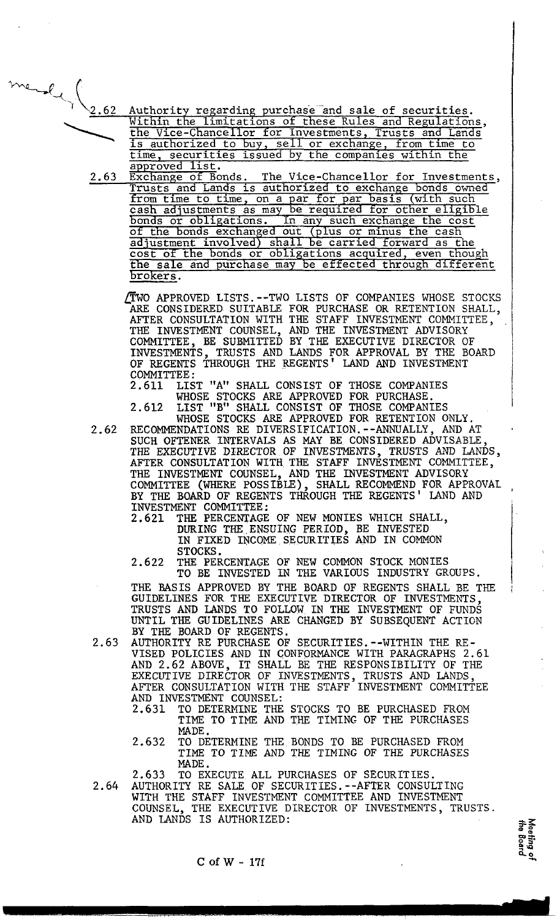2.62 Authority regarding purchase and sale of securities. Within the limitations of these Rules and Regulations, the Vice-Chancellor for Investments, Trusts and Lands is authorized to buy, sell or exchange, from time to time, securities issued by the companies within the approved list.

2.63 Exchange of Bonds. The Vice-Chancellor for Investments, Trusts and Lands is authorized to exchange bonds owned from time to time, on a par for par basis (with such cash adjustments as may be required for other eligible bonds or obligations. In any such exchange the cost of the bonds exchanged out (plus or minus the cash adjustment involved) shall be carried forward as the cost of the bonds or obligations acquired, even though the sale and purchase may be effected through different brokers.

[TWO APPROVED LISTS.--TWO LISTS OF COMPANIES WHOSE STOCKS ARE CONSIDERED SUITABLE FOR PURCHASE OR RETENTION SHALL, AFTER CONSULTATION WITH THE STAFF INVESTMENT COMMITTEE, THE INVESTMENT COUNSEL, AND THE INVESTMENT ADVISORY COMMITTEE, BE SUBMITTED BY THE EXECUTIVE DIRECTOR OF INVESTMENTS, TRUSTS AND LANDS FOR APPROVAL BY THE BOARD OF REGENTS THROUGH THE REGENTS' LAND AND INVESTMENT COMMITTEE:

2.611 LIST "A" SHALL CONSIST OF THOSE COMPANIES WHOSE STOCKS ARE APPROVED FOR PURCHASE.

2.612 LIST "B" SHALL CONSIST OF THOSE COMPANIES WHOSE STOCKS ARE APPROVED FOR RETENTION ONLY.

2.62 RECOMMENDATIONS RE DIVERSIFICATION.--ANNUALLY, AND AT SUCH OFTENER INTERVALS AS MAY BE CONSIDERED ADVISABLE, THE EXECUTIVE DIRECTOR OF INVESTMENTS, TRUSTS AND LANDS, AFTER CONSULTATION WITH THE STAFF INVESTMENT COMMITTEE, THE INVESTMENT COUNSEL, AND THE INVESTMENT ADVISORY COMMITTEE (WHERE POSSIBLE), SHALL RECOMMEND FOR APPROVAL BY THE BOARD OF REGENTS THROUGH THE REGENTS' LAND AND INVESTMENT COMMITTEE:

2.621 THE PERCENTAGE OF NEW MONIES WHICH SHALL, DURING THE ENSUING PERIOD, BE INVESTED IN FIXED INCOME SECURITIES AND IN COMMON STOCKS.

2.622 THE PERCENTAGE OF NEW COMMON STOCK MONIES TO BE INVESTED IN THE VARIOUS INDUSTRY GROUPS.

THE BASIS APPROVED BY THE BOARD OF REGENTS SHALL BE THE GUIDELINES FOR THE EXECUTIVE DIRECTOR OF INVESTMENTS, TRUSTS AND LANDS TO FOLLOW IN THE INVESTMENT OF FUNDS UNTIL THE GUIDELINES ARE CHANGED BY SUBSEQUENT ACTION BY THE BOARD OF REGENTS.

2.63 AUTHORITY RE PURCHASE OF SECURITIES.--WITHIN THE REVISED POLICIES AND IN CONFORMANCE WITH PARAGRAPHS 2.61 AND 2.62 ABOVE, IT SHALL BE THE RESPONSIBILITY OF THE EXECUTIVE DIRECTOR OF INVESTMENTS, TRUSTS AND LANDS, AFTER CONSULTATION WITH THE STAFF INVESTMENT COMMITTEE AND INVESTMENT COUNSEL:

2.631 TO DETERMINE THE STOCKS TO BE PURCHASED FROM TIME TO TIME AND THE TIMING OF THE PURCHASES MADE.

2.632 TO DETERMINE THE BONDS TO BE PURCHASED FROM TIME TO TIME AND THE TIMING OF THE PURCHASES MADE.

2.633 TO EXECUTE ALL PURCHASES OF SECURITIES.

2.64 AUTHORITY RE SALE OF SECURITIES.--AFTER CONSULTING WITH THE STAFF INVESTMENT COMMITTEE AND INVESTMENT COUNSEL, THE EXECUTIVE DIRECTOR OF INVESTMENTS, TRUSTS. AND LANDS IS AUTHORIZED: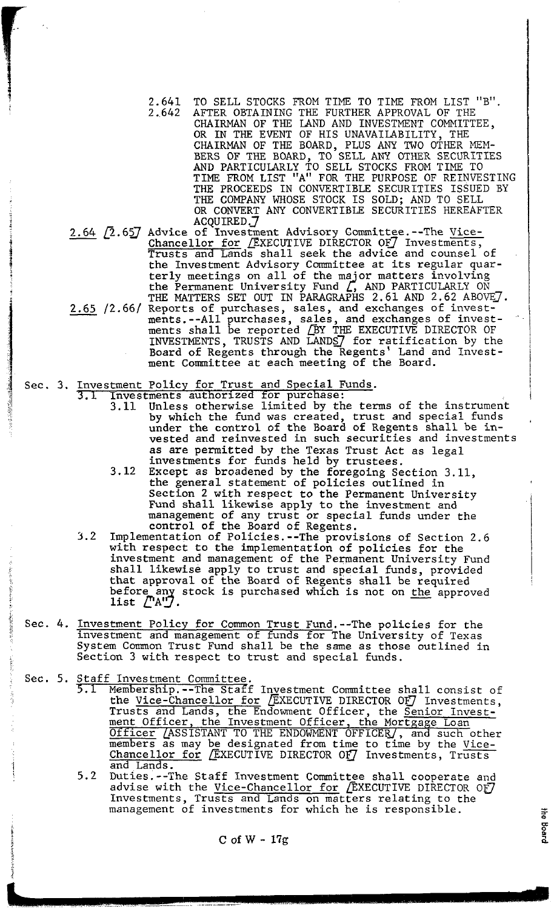2.641 TO SELL STOCKS FROM TIME TO TIME FROM LIST "B".

2.642 AFTER OBTAINING THE FURTHER APPROVAL OF THE CHAIRMAN OF THE LAND AND INVESTMENT COMMITTEE, OR IN THE EVENT OF HIS UNAVAILABILITY, THE CHAIRMAN OF THE BOARD, PLUS ANY TWO OTHER MEMBERS OF THE BOARD, TO SELL ANY OTHER SECURITIES AND PARTICULARLY TO SELL STOCKS FROM TIME TO TIME FROM LIST "A" FOR THE PURPOSE OF REINVESTING THE PROCEEDS IN CONVERTIBLE SECURITIES ISSUED BY THE COMPANY WHOSE STOCK IS SOLD; AND TO SELL OR CONVERT ANY CONVERTIBLE SECURITIES HEREAFTER ACQUIRED.]

2.64 [2.65] Advice of Investment Advisory Committee.--The Vice-Chancellor for [EXECUTIVE DIRECTOR OF] Investments, Trusts and Lands shall seek the advice and counsel of the Investment Advisory Committee at its regular quarterly meetings on all of the major matters involving the Permanent University Fund [, AND PARTICULARLY ON THE MATTERS SET OUT IN PARAGRAPHS 2.61 AND 2.62 ABOVE].

2.65 /2.66/ Reports of purchases, sales, and exchanges of investments.--All purchases, sales, and exchanges of investments shall be reported [BY THE EXECUTIVE DIRECTOR OF INVESTMENTS, TRUSTS AND LANDS] for ratification by the Board of Regents through the Regents' Land and Investment Committee at each meeting of the Board.

Sec. 3. Investment Policy for Trust and Special Funds.

3.1 Investments authorized for purchase:

3.11 Unless otherwise limited by the terms of the instrument by which the fund was created, trust and special funds under the control of the Board of Regents shall be invested and reinvested in such securities and investments as are permitted by the Texas Trust Act as legal investments for funds held by trustees.

3.12 Except as broadened by the foregoing Section 3.11, the general statement of policies outlined in Section 2 with respect to the Permanent University Fund shall likewise apply to the investment and management of any trust or special funds under the control of the Board of Regents.

3.2 Implementation of Policies.--The provisions of Section 2.6 with respect to the implementation of policies for the investment and management of the Permanent University Fund shall likewise apply to trust and special funds, provided that approval of the Board of Regents shall be required before any stock is purchased which is not on the approved list ["A"].

Sec. 4. Investment Policy for Common Trust Fund.--The policies for the investment and management of funds for The University of Texas System Common Trust Fund shall be the same as those outlined in Section 3 with respect to trust and special funds.

Sec. 5. Staff Investment Committee.

5.1 Membership.--The Staff Investment Committee shall consist of the Vice-Chancellor for [EXECUTIVE DIRECTOR OF] Investments, Trusts and Lands, the Endowment Officer, the Senior Investment Officer, the Investment Officer, the Mortgage Loan Officer [ASSISTANT TO THE ENDOWMENT OFFICER], and such other members as may be designated from time to time by the Vice-Chancellor for [EXECUTIVE DIRECTOR OF] Investments, Trusts and Lands.

5.2 Duties.--The Staff Investment Committee shall cooperate and advise with the Vice-Chancellor for [EXECUTIVE DIRECTOR OF] Investments, Trusts and Lands on matters relating to the management of investments for which he is responsible.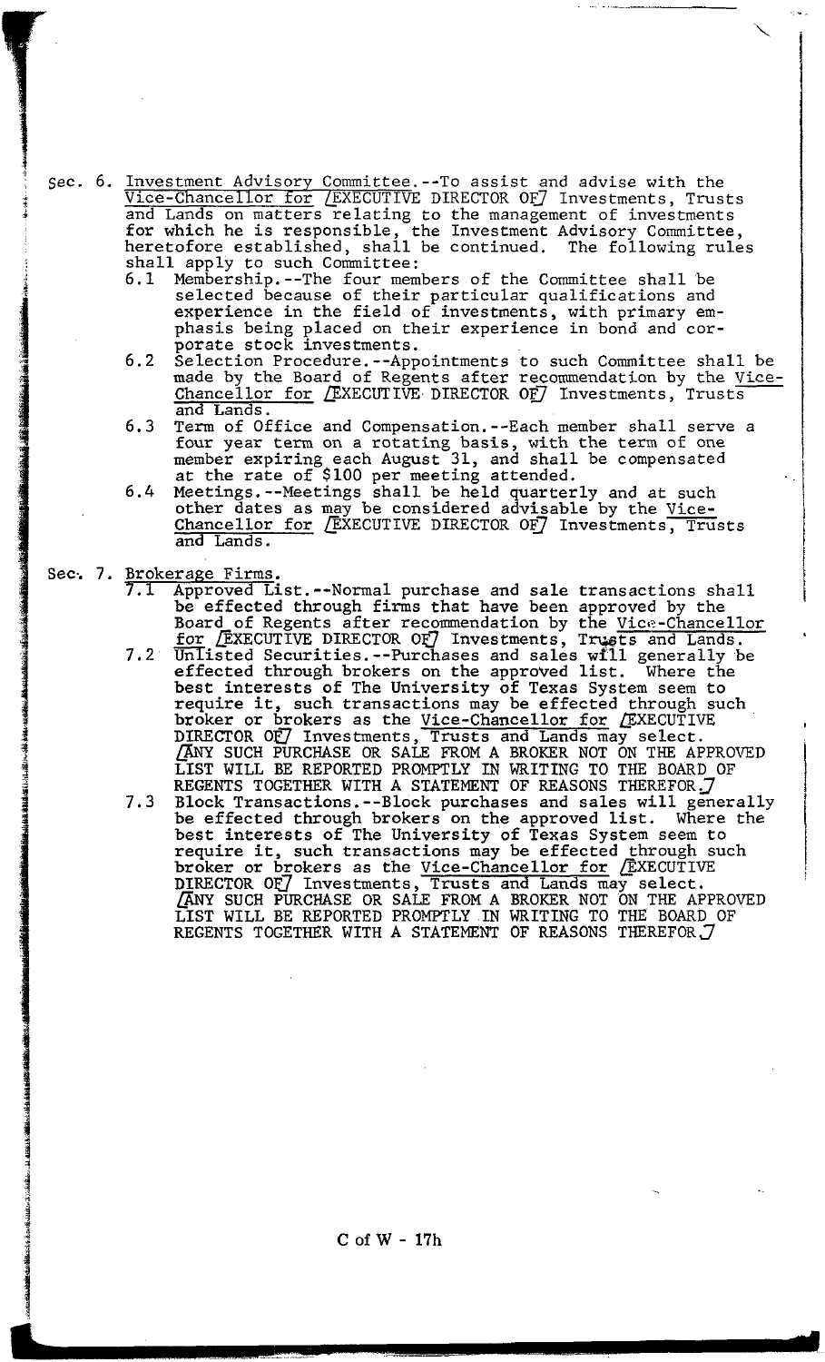Sec. 6. <u>Investment Advisory Committee</u>.--To assist and advise with the <u>Vice-Chancellor for</u> [EXECUTIVE DIRECTOR OF] Investments, Trusts and Lands on matters relating to the management of investments for which he is responsible, the Investment Advisory Committee, heretofore established, shall be continued. The following rules shall apply to such Committee:

6.1 Membership.--The four members of the Committee shall be selected because of their particular qualifications and experience in the field of investments, with primary emphasis being placed on their experience in bond and corporate stock investments.

6.2 Selection Procedure.--Appointments to such Committee shall be made by the Board of Regents after recommendation by the <u>Vice-Chancellor for</u> [EXECUTIVE DIRECTOR OF] Investments, Trusts and Lands.

6.3 Term of Office and Compensation.--Each member shall serve a four year term on a rotating basis, with the term of one member expiring each August 31, and shall be compensated at the rate of $100 per meeting attended.

6.4 Meetings.--Meetings shall be held quarterly and at such other dates as may be considered advisable by the <u>Vice-Chancellor for</u> [EXECUTIVE DIRECTOR OF] Investments, Trusts and Lands.

Sec. 7. <u>Brokerage Firms</u>.

7.1 Approved List.--Normal purchase and sale transactions shall be effected through firms that have been approved by the Board of Regents after recommendation by the <u>Vice-Chancellor for</u> [EXECUTIVE DIRECTOR OF] Investments, Trusts and Lands.

7.2 Unlisted Securities.--Purchases and sales will generally be effected through brokers on the approved list. Where the best interests of The University of Texas System seem to require it, such transactions may be effected through such broker or brokers as the <u>Vice-Chancellor for</u> [EXECUTIVE DIRECTOR OF] Investments, Trusts and Lands may select. [ANY SUCH PURCHASE OR SALE FROM A BROKER NOT ON THE APPROVED LIST WILL BE REPORTED PROMPTLY IN WRITING TO THE BOARD OF REGENTS TOGETHER WITH A STATEMENT OF REASONS THEREFOR.]

7.3 Block Transactions.--Block purchases and sales will generally be effected through brokers on the approved list. Where the best interests of The University of Texas System seem to require it, such transactions may be effected through such broker or brokers as the <u>Vice-Chancellor for</u> [EXECUTIVE DIRECTOR OF] Investments, Trusts and Lands may select. [ANY SUCH PURCHASE OR SALE FROM A BROKER NOT ON THE APPROVED LIST WILL BE REPORTED PROMPTLY IN WRITING TO THE BOARD OF REGENTS TOGETHER WITH A STATEMENT OF REASONS THEREFOR.]

C of W - 17h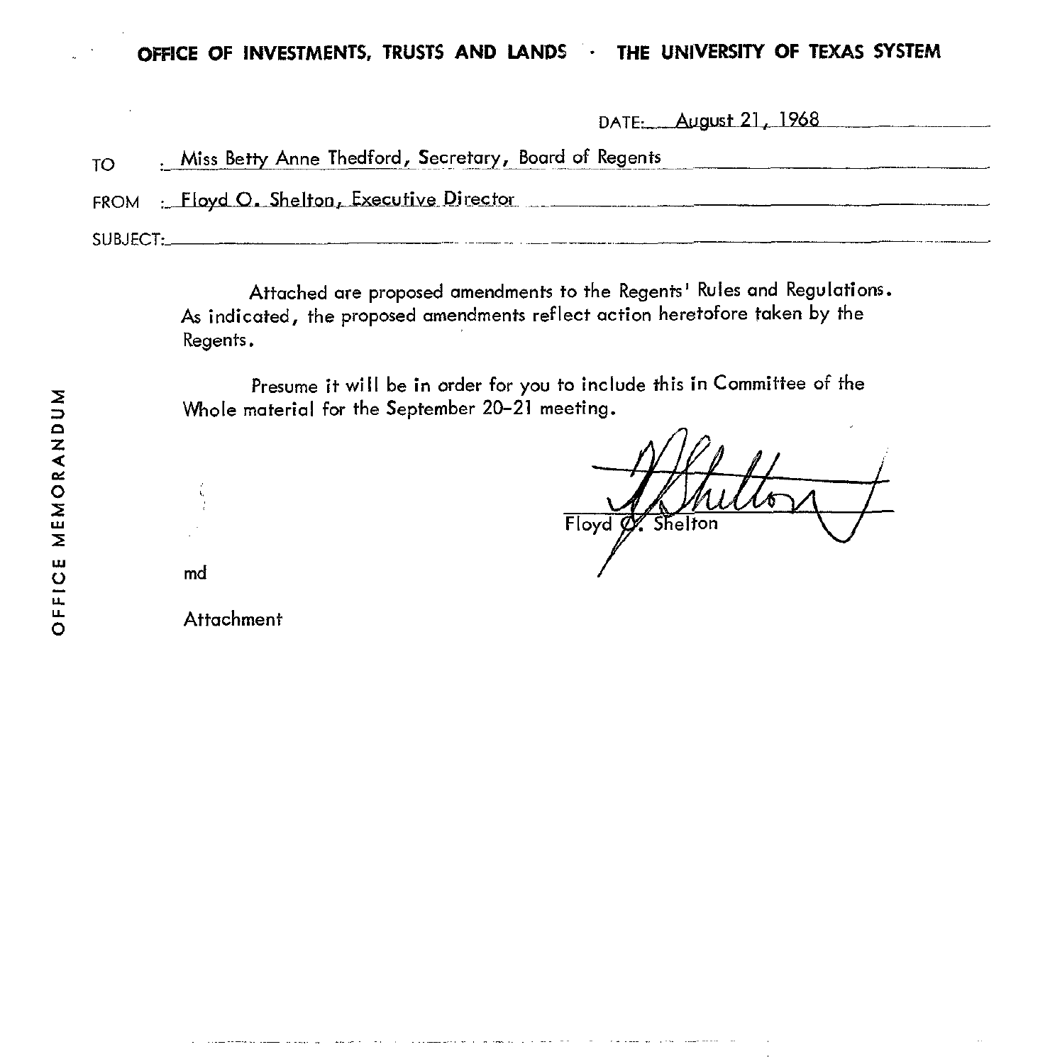**OFFICE OF INVESTMENTS, TRUSTS AND LANDS · THE UNIVERSITY OF TEXAS SYSTEM**

OFFICE MEMORANDUM

DATE: August 21, 1968

TO : Miss Betty Anne Thedford, Secretary, Board of Regents

FROM : Floyd O. Shelton, Executive Director

SUBJECT:

Attached are proposed amendments to the Regents' Rules and Regulations. As indicated, the proposed amendments reflect action heretofore taken by the Regents.

Presume it will be in order for you to include this in Committee of the Whole material for the September 20-21 meeting.

Floyd O. Shelton

md

Attachment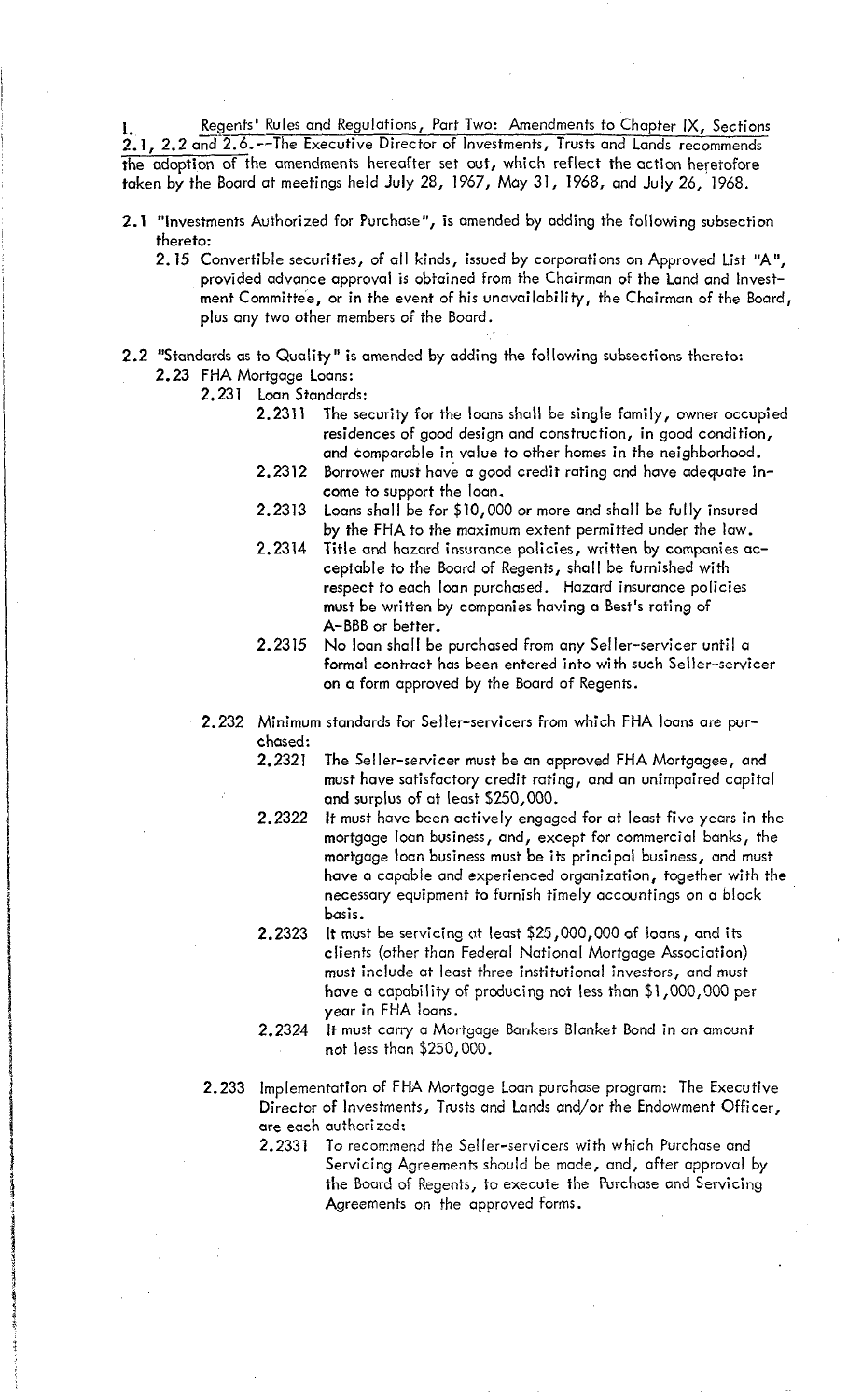I. <u>Regents' Rules and Regulations, Part Two: Amendments to Chapter IX, Sections 2.1, 2.2 and 2.6.</u>--The Executive Director of Investments, Trusts and Lands recommends the adoption of the amendments hereafter set out, which reflect the action heretofore taken by the Board at meetings held July 28, 1967, May 31, 1968, and July 26, 1968.

2.1 "Investments Authorized for Purchase", is amended by adding the following subsection thereto:

- 2.15 Convertible securities, of all kinds, issued by corporations on Approved List "A", provided advance approval is obtained from the Chairman of the Land and Investment Committee, or in the event of his unavailability, the Chairman of the Board, plus any two other members of the Board.

2.2 "Standards as to Quality" is amended by adding the following subsections thereto:

- 2.23 FHA Mortgage Loans:
  - 2.231 Loan Standards:
    - 2.2311 The security for the loans shall be single family, owner occupied residences of good design and construction, in good condition, and comparable in value to other homes in the neighborhood.
    - 2.2312 Borrower must have a good credit rating and have adequate income to support the loan.
    - 2.2313 Loans shall be for $10,000 or more and shall be fully insured by the FHA to the maximum extent permitted under the law.
    - 2.2314 Title and hazard insurance policies, written by companies acceptable to the Board of Regents, shall be furnished with respect to each loan purchased. Hazard insurance policies must be written by companies having a Best's rating of A-BBB or better.
    - 2.2315 No loan shall be purchased from any Seller-servicer until a formal contract has been entered into with such Seller-servicer on a form approved by the Board of Regents.
  - 2.232 Minimum standards for Seller-servicers from which FHA loans are purchased:
    - 2.2321 The Seller-servicer must be an approved FHA Mortgagee, and must have satisfactory credit rating, and an unimpaired capital and surplus of at least $250,000.
    - 2.2322 It must have been actively engaged for at least five years in the mortgage loan business, and, except for commercial banks, the mortgage loan business must be its principal business, and must have a capable and experienced organization, together with the necessary equipment to furnish timely accountings on a block basis.
    - 2.2323 It must be servicing at least $25,000,000 of loans, and its clients (other than Federal National Mortgage Association) must include at least three institutional investors, and must have a capability of producing not less than $1,000,000 per year in FHA loans.
    - 2.2324 It must carry a Mortgage Bankers Blanket Bond in an amount not less than $250,000.
  - 2.233 Implementation of FHA Mortgage Loan purchase program: The Executive Director of Investments, Trusts and Lands and/or the Endowment Officer, are each authorized:
    - 2.2331 To recommend the Seller-servicers with which Purchase and Servicing Agreements should be made, and, after approval by the Board of Regents, to execute the Purchase and Servicing Agreements on the approved forms.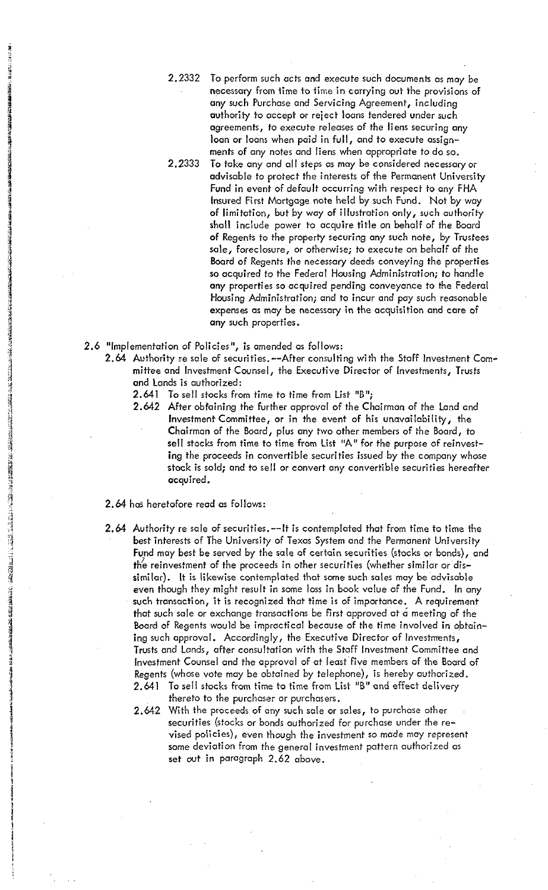2.2332 To perform such acts and execute such documents as may be necessary from time to time in carrying out the provisions of any such Purchase and Servicing Agreement, including authority to accept or reject loans tendered under such agreements, to execute releases of the liens securing any loan or loans when paid in full, and to execute assignments of any notes and liens when appropriate to do so.

2.2333 To take any and all steps as may be considered necessary or advisable to protect the interests of the Permanent University Fund in event of default occurring with respect to any FHA Insured First Mortgage note held by such Fund. Not by way of limitation, but by way of illustration only, such authority shall include power to acquire title on behalf of the Board of Regents to the property securing any such note, by Trustees sale, foreclosure, or otherwise; to execute on behalf of the Board of Regents the necessary deeds conveying the properties so acquired to the Federal Housing Administration; to handle any properties so acquired pending conveyance to the Federal Housing Administration; and to incur and pay such reasonable expenses as may be necessary in the acquisition and care of any such properties.

2.6 "Implementation of Policies", is amended as follows:

2.64 Authority re sale of securities.--After consulting with the Staff Investment Committee and Investment Counsel, the Executive Director of Investments, Trusts and Lands is authorized:

2.641 To sell stocks from time to time from List "B";

2.642 After obtaining the further approval of the Chairman of the Land and Investment Committee, or in the event of his unavailability, the Chairman of the Board, plus any two other members of the Board, to sell stocks from time to time from List "A" for the purpose of reinvesting the proceeds in convertible securities issued by the company whose stock is sold; and to sell or convert any convertible securities hereafter acquired.

2.64 has heretofore read as follows:

2.64 Authority re sale of securities.--It is contemplated that from time to time the best interests of The University of Texas System and the Permanent University Fund may best be served by the sale of certain securities (stocks or bonds), and the reinvestment of the proceeds in other securities (whether similar or dissimilar). It is likewise contemplated that some such sales may be advisable even though they might result in some loss in book value of the Fund. In any such transaction, it is recognized that time is of importance. A requirement that such sale or exchange transactions be first approved at a meeting of the Board of Regents would be impractical because of the time involved in obtaining such approval. Accordingly, the Executive Director of Investments, Trusts and Lands, after consultation with the Staff Investment Committee and Investment Counsel and the approval of at least five members of the Board of Regents (whose vote may be obtained by telephone), is hereby authorized.

2.641 To sell stocks from time to time from List "B" and effect delivery thereto to the purchaser or purchasers.

2.642 With the proceeds of any such sale or sales, to purchase other securities (stocks or bonds authorized for purchase under the revised policies), even though the investment so made may represent some deviation from the general investment pattern authorized as set out in paragraph 2.62 above.